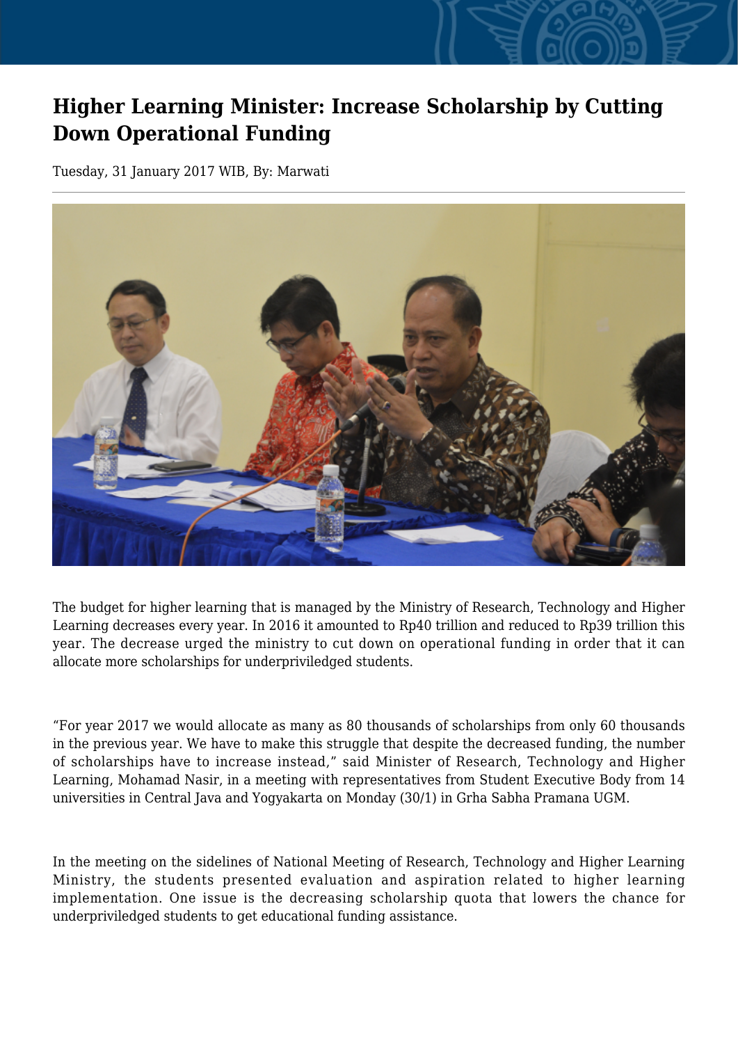# Higher Learning Minister: Increase Scholarship by Cutting Down Operational Funding

Tuesday, 31 January 2017 WIB, By: Marwati

The budget for higher learning that is managed by the Ministry of Research, Technology and Higher Learning decreases every year. In 2016 it amounted to Rp40 trillion and reduced to Rp39 trillion this year. The decrease urged the ministry to cut down on operational funding in order that it can allocate more scholarships for underpriviledged students.

"For year 2017 we would allocate as many as 80 thousands of scholarships from only 60 thousands in the previous year. We have to make this struggle that despite the decreased funding, the number of scholarships have to increase instead," said Minister of Research, Technology and Higher Learning, Mohamad Nasir, in a meeting with representatives from Student Executive Body from 14 universities in Central Java and Yogyakarta on Monday (30/1) in Grha Sabha Pramana UGM.

In the meeting on the sidelines of National Meeting of Research, Technology and Higher Learning Ministry, the students presented evaluation and aspiration related to higher learning implementation. One issue is the decreasing scholarship quota that lowers the chance for underpriviledged students to get educational funding assistance.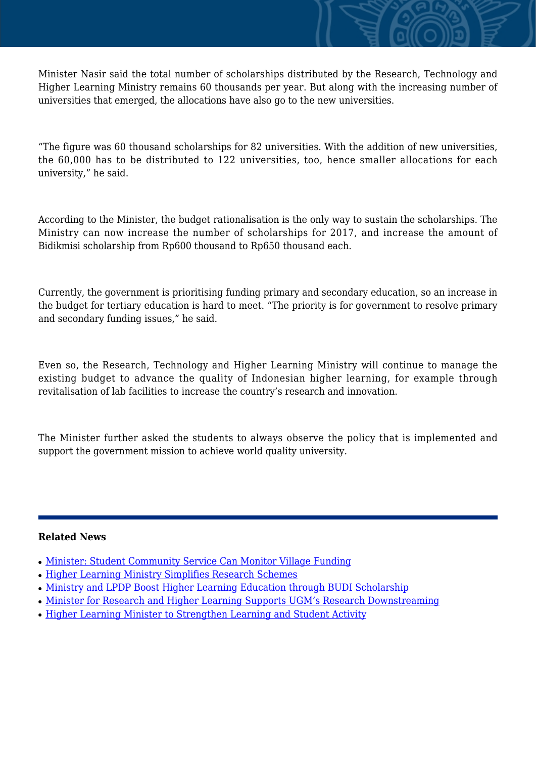Minister Nasir said the total number of scholarships distributed by the Research, Technology and Higher Learning Ministry remains 60 thousands per year. But along with the increasing number of universities that emerged, the allocations have also go to the new universities.

“The figure was 60 thousand scholarships for 82 universities. With the addition of new universities, the 60,000 has to be distributed to 122 universities, too, hence smaller allocations for each university,” he said.

According to the Minister, the budget rationalisation is the only way to sustain the scholarships. The Ministry can now increase the number of scholarships for 2017, and increase the amount of Bidikmisi scholarship from Rp600 thousand to Rp650 thousand each.

Currently, the government is prioritising funding primary and secondary education, so an increase in the budget for tertiary education is hard to meet. “The priority is for government to resolve primary and secondary funding issues,” he said.

Even so, the Research, Technology and Higher Learning Ministry will continue to manage the existing budget to advance the quality of Indonesian higher learning, for example through revitalisation of lab facilities to increase the country’s research and innovation.

The Minister further asked the students to always observe the policy that is implemented and support the government mission to achieve world quality university.

---

**Related News**

- Minister: Student Community Service Can Monitor Village Funding
- Higher Learning Ministry Simplifies Research Schemes
- Ministry and LPDP Boost Higher Learning Education through BUDI Scholarship
- Minister for Research and Higher Learning Supports UGM’s Research Downstreaming
- Higher Learning Minister to Strengthen Learning and Student Activity